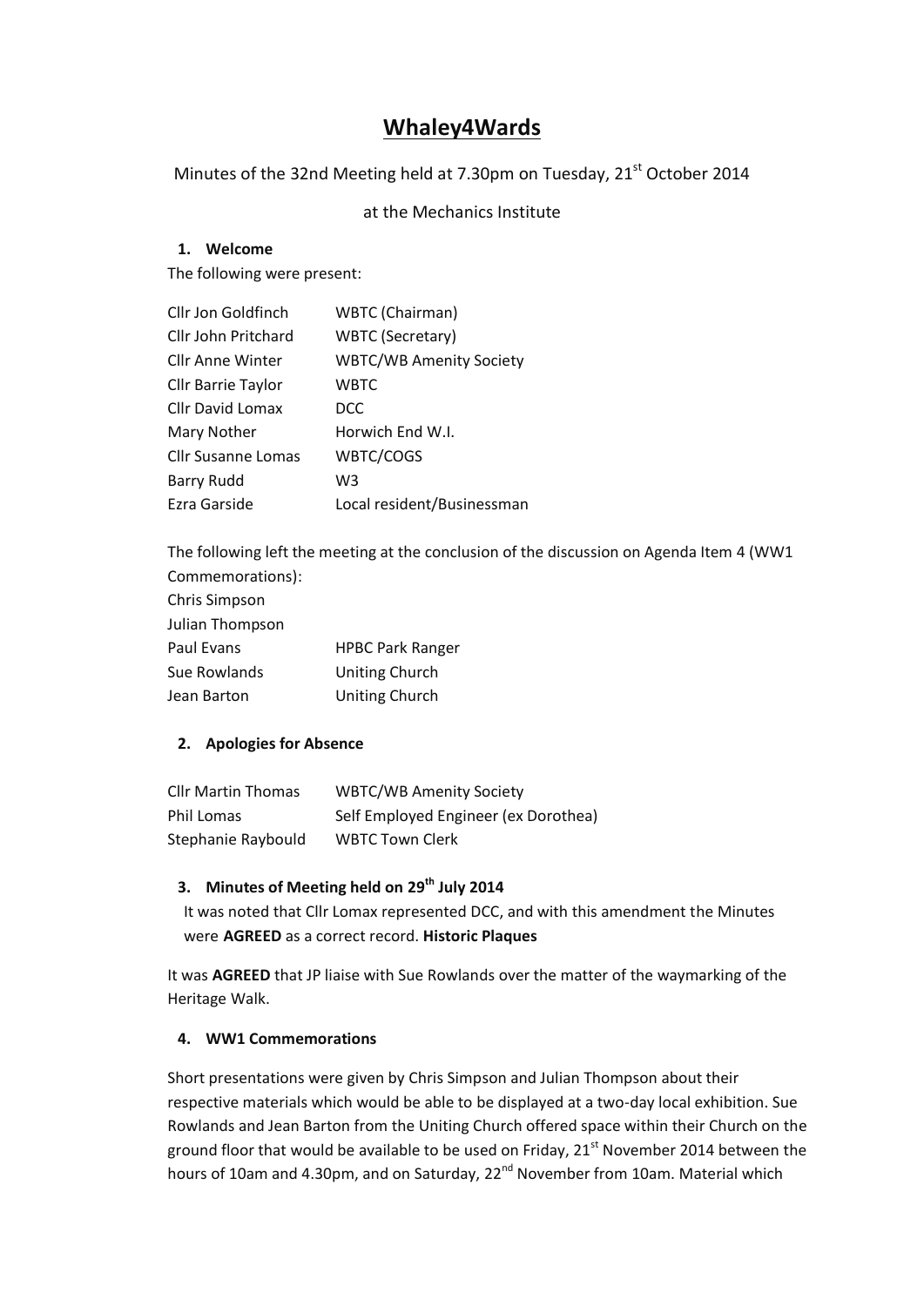# Whaley4Wards

Minutes of the 32nd Meeting held at 7.30pm on Tuesday, 21st October 2014

at the Mechanics Institute

## 1. Welcome

The following were present:

| | |
|---|---|
| Cllr Jon Goldfinch | WBTC (Chairman) |
| Cllr John Pritchard | WBTC (Secretary) |
| Cllr Anne Winter | WBTC/WB Amenity Society |
| Cllr Barrie Taylor | WBTC |
| Cllr David Lomax | DCC |
| Mary Nother | Horwich End W.I. |
| Cllr Susanne Lomas | WBTC/COGS |
| Barry Rudd | W3 |
| Ezra Garside | Local resident/Businessman |

The following left the meeting at the conclusion of the discussion on Agenda Item 4 (WW1 Commemorations):

| | |
|---|---|
| Chris Simpson | |
| Julian Thompson | |
| Paul Evans | HPBC Park Ranger |
| Sue Rowlands | Uniting Church |
| Jean Barton | Uniting Church |

## 2. Apologies for Absence

| | |
|---|---|
| Cllr Martin Thomas | WBTC/WB Amenity Society |
| Phil Lomas | Self Employed Engineer (ex Dorothea) |
| Stephanie Raybould | WBTC Town Clerk |

## 3. Minutes of Meeting held on 29th July 2014

It was noted that Cllr Lomax represented DCC, and with this amendment the Minutes were **AGREED** as a correct record. **Historic Plaques**

It was **AGREED** that JP liaise with Sue Rowlands over the matter of the waymarking of the Heritage Walk.

## 4. WW1 Commemorations

Short presentations were given by Chris Simpson and Julian Thompson about their respective materials which would be able to be displayed at a two-day local exhibition. Sue Rowlands and Jean Barton from the Uniting Church offered space within their Church on the ground floor that would be available to be used on Friday, 21st November 2014 between the hours of 10am and 4.30pm, and on Saturday, 22nd November from 10am. Material which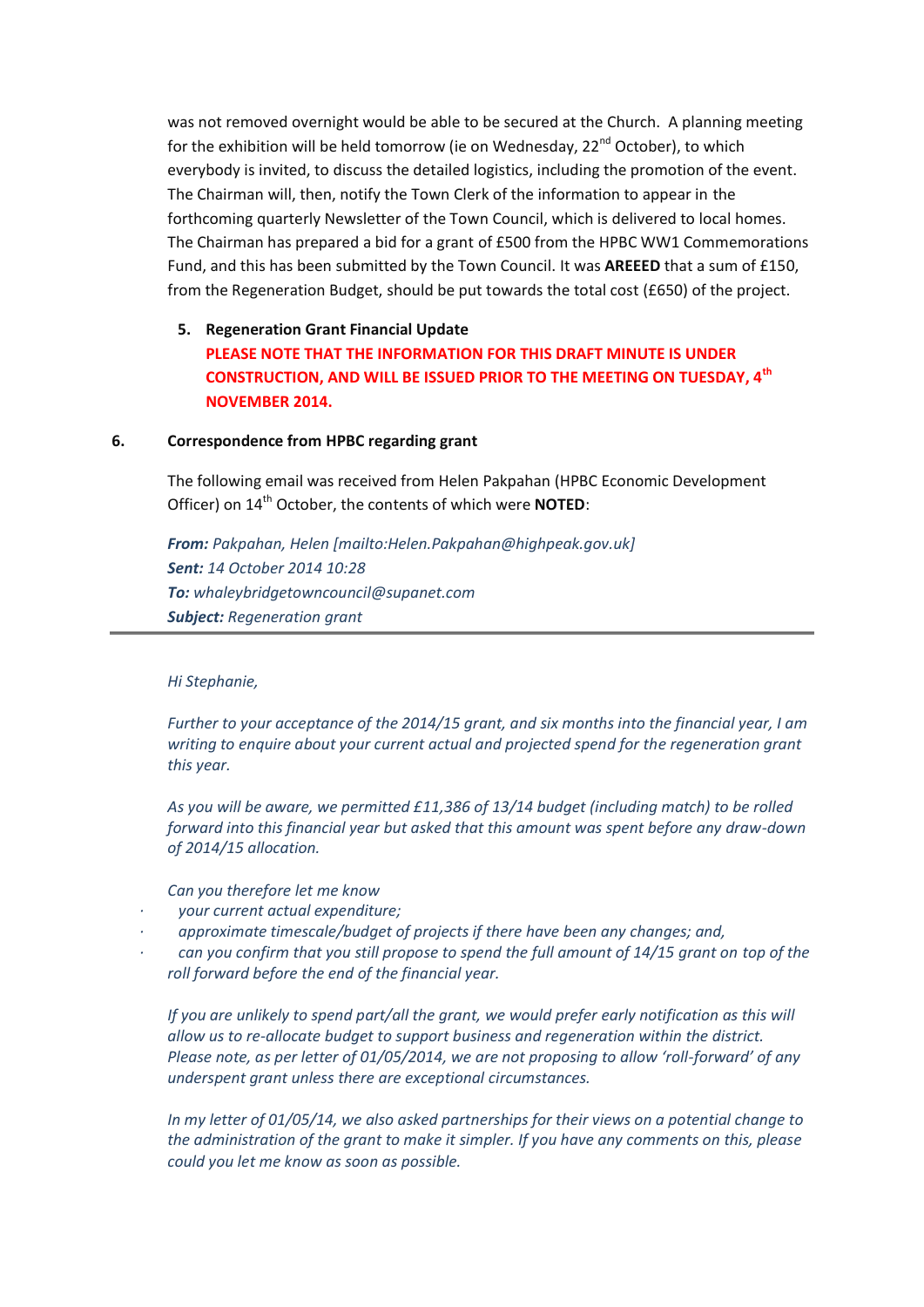was not removed overnight would be able to be secured at the Church. A planning meeting for the exhibition will be held tomorrow (ie on Wednesday, 22nd October), to which everybody is invited, to discuss the detailed logistics, including the promotion of the event. The Chairman will, then, notify the Town Clerk of the information to appear in the forthcoming quarterly Newsletter of the Town Council, which is delivered to local homes. The Chairman has prepared a bid for a grant of £500 from the HPBC WW1 Commemorations Fund, and this has been submitted by the Town Council. It was **AREEED** that a sum of £150, from the Regeneration Budget, should be put towards the total cost (£650) of the project.

**5. Regeneration Grant Financial Update**

**PLEASE NOTE THAT THE INFORMATION FOR THIS DRAFT MINUTE IS UNDER CONSTRUCTION, AND WILL BE ISSUED PRIOR TO THE MEETING ON TUESDAY, 4th NOVEMBER 2014.**

**6. Correspondence from HPBC regarding grant**

The following email was received from Helen Pakpahan (HPBC Economic Development Officer) on 14th October, the contents of which were **NOTED**:

***From:*** *Pakpahan, Helen [mailto:Helen.Pakpahan@highpeak.gov.uk]*
***Sent:*** *14 October 2014 10:28*
***To:*** *whaleybridgetowncouncil@supanet.com*
***Subject:*** *Regeneration grant*

---

*Hi Stephanie,*

*Further to your acceptance of the 2014/15 grant, and six months into the financial year, I am writing to enquire about your current actual and projected spend for the regeneration grant this year.*

*As you will be aware, we permitted £11,386 of 13/14 budget (including match) to be rolled forward into this financial year but asked that this amount was spent before any draw-down of 2014/15 allocation.*

*Can you therefore let me know*

- *your current actual expenditure;*
- *approximate timescale/budget of projects if there have been any changes; and,*
- *can you confirm that you still propose to spend the full amount of 14/15 grant on top of the roll forward before the end of the financial year.*

*If you are unlikely to spend part/all the grant, we would prefer early notification as this will allow us to re-allocate budget to support business and regeneration within the district. Please note, as per letter of 01/05/2014, we are not proposing to allow 'roll-forward' of any underspent grant unless there are exceptional circumstances.*

*In my letter of 01/05/14, we also asked partnerships for their views on a potential change to the administration of the grant to make it simpler. If you have any comments on this, please could you let me know as soon as possible.*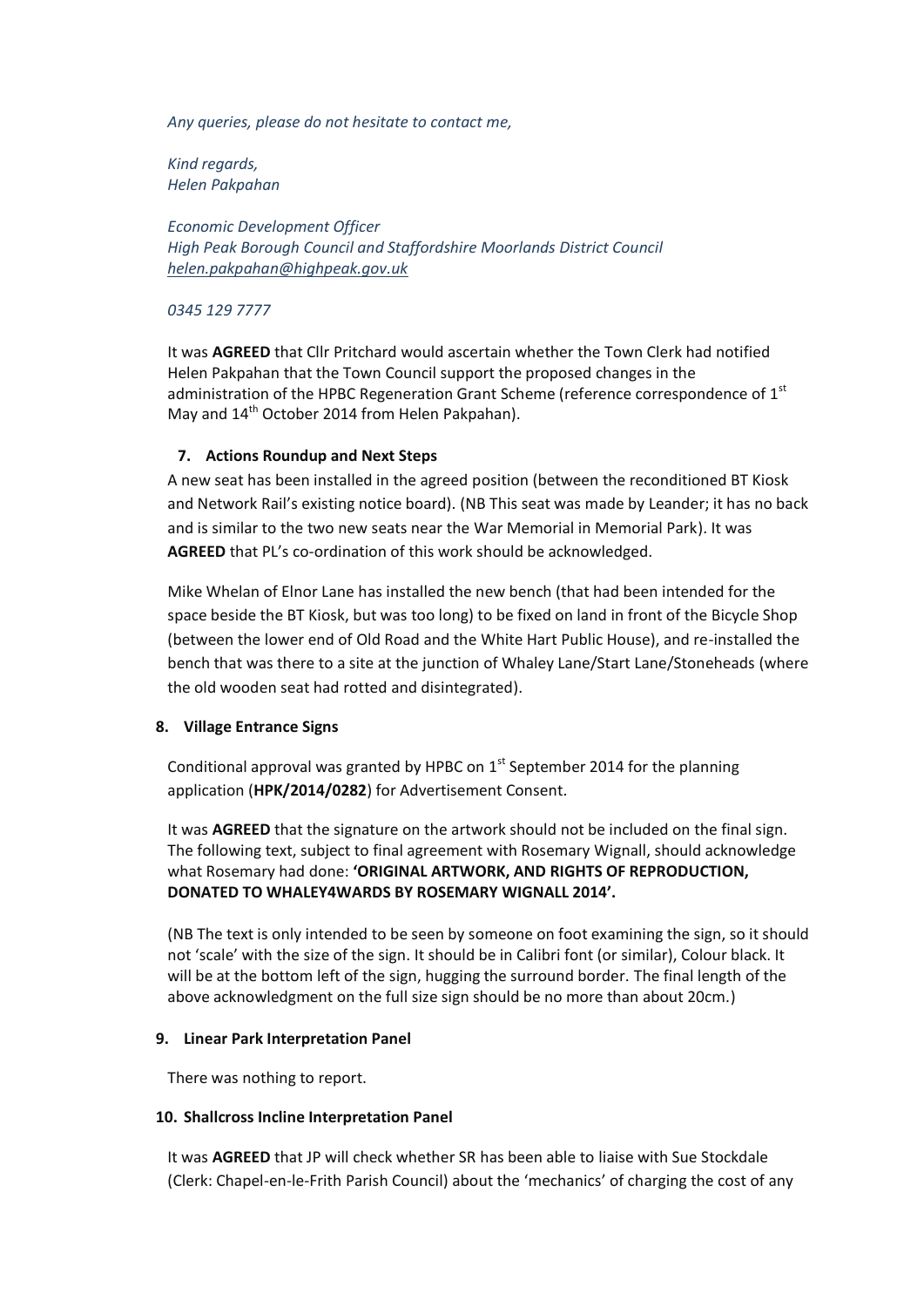*Any queries, please do not hesitate to contact me,*

*Kind regards,*
*Helen Pakpahan*

*Economic Development Officer*
*High Peak Borough Council and Staffordshire Moorlands District Council*
*helen.pakpahan@highpeak.gov.uk*

*0345 129 7777*

It was **AGREED** that Cllr Pritchard would ascertain whether the Town Clerk had notified Helen Pakpahan that the Town Council support the proposed changes in the administration of the HPBC Regeneration Grant Scheme (reference correspondence of 1st May and 14th October 2014 from Helen Pakpahan).

## 7. Actions Roundup and Next Steps

A new seat has been installed in the agreed position (between the reconditioned BT Kiosk and Network Rail's existing notice board). (NB This seat was made by Leander; it has no back and is similar to the two new seats near the War Memorial in Memorial Park). It was **AGREED** that PL's co-ordination of this work should be acknowledged.

Mike Whelan of Elnor Lane has installed the new bench (that had been intended for the space beside the BT Kiosk, but was too long) to be fixed on land in front of the Bicycle Shop (between the lower end of Old Road and the White Hart Public House), and re-installed the bench that was there to a site at the junction of Whaley Lane/Start Lane/Stoneheads (where the old wooden seat had rotted and disintegrated).

## 8. Village Entrance Signs

Conditional approval was granted by HPBC on 1st September 2014 for the planning application (**HPK/2014/0282**) for Advertisement Consent.

It was **AGREED** that the signature on the artwork should not be included on the final sign. The following text, subject to final agreement with Rosemary Wignall, should acknowledge what Rosemary had done: **'ORIGINAL ARTWORK, AND RIGHTS OF REPRODUCTION, DONATED TO WHALEY4WARDS BY ROSEMARY WIGNALL 2014'.**

(NB The text is only intended to be seen by someone on foot examining the sign, so it should not 'scale' with the size of the sign. It should be in Calibri font (or similar), Colour black. It will be at the bottom left of the sign, hugging the surround border. The final length of the above acknowledgment on the full size sign should be no more than about 20cm.)

## 9. Linear Park Interpretation Panel

There was nothing to report.

## 10. Shallcross Incline Interpretation Panel

It was **AGREED** that JP will check whether SR has been able to liaise with Sue Stockdale (Clerk: Chapel-en-le-Frith Parish Council) about the 'mechanics' of charging the cost of any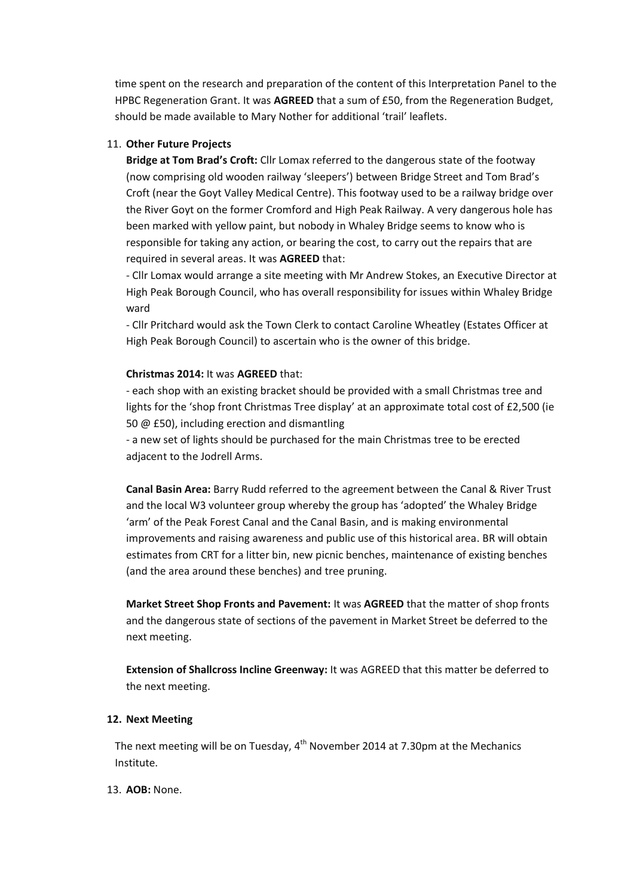time spent on the research and preparation of the content of this Interpretation Panel to the HPBC Regeneration Grant. It was **AGREED** that a sum of £50, from the Regeneration Budget, should be made available to Mary Nother for additional 'trail' leaflets.

11. **Other Future Projects**

**Bridge at Tom Brad's Croft:** Cllr Lomax referred to the dangerous state of the footway (now comprising old wooden railway 'sleepers') between Bridge Street and Tom Brad's Croft (near the Goyt Valley Medical Centre). This footway used to be a railway bridge over the River Goyt on the former Cromford and High Peak Railway. A very dangerous hole has been marked with yellow paint, but nobody in Whaley Bridge seems to know who is responsible for taking any action, or bearing the cost, to carry out the repairs that are required in several areas. It was **AGREED** that:

- Cllr Lomax would arrange a site meeting with Mr Andrew Stokes, an Executive Director at High Peak Borough Council, who has overall responsibility for issues within Whaley Bridge ward
- Cllr Pritchard would ask the Town Clerk to contact Caroline Wheatley (Estates Officer at High Peak Borough Council) to ascertain who is the owner of this bridge.

**Christmas 2014:** It was **AGREED** that:

- each shop with an existing bracket should be provided with a small Christmas tree and lights for the 'shop front Christmas Tree display' at an approximate total cost of £2,500 (ie 50 @ £50), including erection and dismantling
- a new set of lights should be purchased for the main Christmas tree to be erected adjacent to the Jodrell Arms.

**Canal Basin Area:** Barry Rudd referred to the agreement between the Canal & River Trust and the local W3 volunteer group whereby the group has 'adopted' the Whaley Bridge 'arm' of the Peak Forest Canal and the Canal Basin, and is making environmental improvements and raising awareness and public use of this historical area. BR will obtain estimates from CRT for a litter bin, new picnic benches, maintenance of existing benches (and the area around these benches) and tree pruning.

**Market Street Shop Fronts and Pavement:** It was **AGREED** that the matter of shop fronts and the dangerous state of sections of the pavement in Market Street be deferred to the next meeting.

**Extension of Shallcross Incline Greenway:** It was AGREED that this matter be deferred to the next meeting.

12. **Next Meeting**

The next meeting will be on Tuesday, 4th November 2014 at 7.30pm at the Mechanics Institute.

13. **AOB:** None.